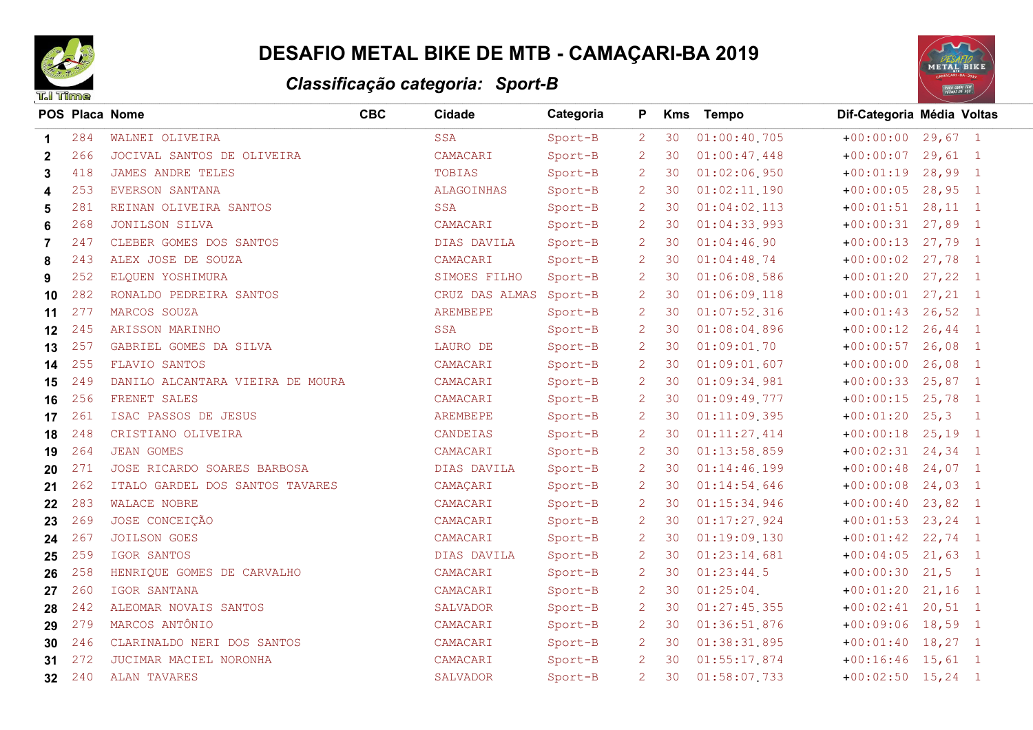# DESAFIO METAL BIKE DE MTB - CAMAÇARI-BA 2019

## *Classificação categoria:  Sport-B*

| POS | Placa | Nome | CBC | Cidade | Categoria | P | Kms | Tempo | Dif-Categoria | Média | Voltas |
|---|---|---|---|---|---|---|---|---|---|---|---|
| 1 | 284 | WALNEI OLIVEIRA | | SSA | Sport-B | 2 | 30 | 01:00:40.705 | +00:00:00 | 29,67 | 1 |
| 2 | 266 | JOCIVAL SANTOS DE OLIVEIRA | | CAMACARI | Sport-B | 2 | 30 | 01:00:47.448 | +00:00:07 | 29,61 | 1 |
| 3 | 418 | JAMES ANDRE TELES | | TOBIAS | Sport-B | 2 | 30 | 01:02:06.950 | +00:01:19 | 28,99 | 1 |
| 4 | 253 | EVERSON SANTANA | | ALAGOINHAS | Sport-B | 2 | 30 | 01:02:11.190 | +00:00:05 | 28,95 | 1 |
| 5 | 281 | REINAN OLIVEIRA SANTOS | | SSA | Sport-B | 2 | 30 | 01:04:02.113 | +00:01:51 | 28,11 | 1 |
| 6 | 268 | JONILSON SILVA | | CAMACARI | Sport-B | 2 | 30 | 01:04:33.993 | +00:00:31 | 27,89 | 1 |
| 7 | 247 | CLEBER GOMES DOS SANTOS | | DIAS DAVILA | Sport-B | 2 | 30 | 01:04:46.90 | +00:00:13 | 27,79 | 1 |
| 8 | 243 | ALEX JOSE DE SOUZA | | CAMACARI | Sport-B | 2 | 30 | 01:04:48.74 | +00:00:02 | 27,78 | 1 |
| 9 | 252 | ELQUEN YOSHIMURA | | SIMOES FILHO | Sport-B | 2 | 30 | 01:06:08.586 | +00:01:20 | 27,22 | 1 |
| 10 | 282 | RONALDO PEDREIRA SANTOS | | CRUZ DAS ALMAS | Sport-B | 2 | 30 | 01:06:09.118 | +00:00:01 | 27,21 | 1 |
| 11 | 277 | MARCOS SOUZA | | AREMBEPE | Sport-B | 2 | 30 | 01:07:52.316 | +00:01:43 | 26,52 | 1 |
| 12 | 245 | ARISSON MARINHO | | SSA | Sport-B | 2 | 30 | 01:08:04.896 | +00:00:12 | 26,44 | 1 |
| 13 | 257 | GABRIEL GOMES DA SILVA | | LAURO DE | Sport-B | 2 | 30 | 01:09:01.70 | +00:00:57 | 26,08 | 1 |
| 14 | 255 | FLAVIO SANTOS | | CAMACARI | Sport-B | 2 | 30 | 01:09:01.607 | +00:00:00 | 26,08 | 1 |
| 15 | 249 | DANILO ALCANTARA VIEIRA DE MOURA | | CAMACARI | Sport-B | 2 | 30 | 01:09:34.981 | +00:00:33 | 25,87 | 1 |
| 16 | 256 | FRENET SALES | | CAMACARI | Sport-B | 2 | 30 | 01:09:49.777 | +00:00:15 | 25,78 | 1 |
| 17 | 261 | ISAC PASSOS DE JESUS | | AREMBEPE | Sport-B | 2 | 30 | 01:11:09.395 | +00:01:20 | 25,3 | 1 |
| 18 | 248 | CRISTIANO OLIVEIRA | | CANDEIAS | Sport-B | 2 | 30 | 01:11:27.414 | +00:00:18 | 25,19 | 1 |
| 19 | 264 | JEAN GOMES | | CAMACARI | Sport-B | 2 | 30 | 01:13:58.859 | +00:02:31 | 24,34 | 1 |
| 20 | 271 | JOSE RICARDO SOARES BARBOSA | | DIAS DAVILA | Sport-B | 2 | 30 | 01:14:46.199 | +00:00:48 | 24,07 | 1 |
| 21 | 262 | ITALO GARDEL DOS SANTOS TAVARES | | CAMAÇARI | Sport-B | 2 | 30 | 01:14:54.646 | +00:00:08 | 24,03 | 1 |
| 22 | 283 | WALACE NOBRE | | CAMACARI | Sport-B | 2 | 30 | 01:15:34.946 | +00:00:40 | 23,82 | 1 |
| 23 | 269 | JOSE CONCEIÇÃO | | CAMACARI | Sport-B | 2 | 30 | 01:17:27.924 | +00:01:53 | 23,24 | 1 |
| 24 | 267 | JOILSON GOES | | CAMACARI | Sport-B | 2 | 30 | 01:19:09.130 | +00:01:42 | 22,74 | 1 |
| 25 | 259 | IGOR SANTOS | | DIAS DAVILA | Sport-B | 2 | 30 | 01:23:14.681 | +00:04:05 | 21,63 | 1 |
| 26 | 258 | HENRIQUE GOMES DE CARVALHO | | CAMACARI | Sport-B | 2 | 30 | 01:23:44.5 | +00:00:30 | 21,5 | 1 |
| 27 | 260 | IGOR SANTANA | | CAMACARI | Sport-B | 2 | 30 | 01:25:04. | +00:01:20 | 21,16 | 1 |
| 28 | 242 | ALEOMAR NOVAIS SANTOS | | SALVADOR | Sport-B | 2 | 30 | 01:27:45.355 | +00:02:41 | 20,51 | 1 |
| 29 | 279 | MARCOS ANTÔNIO | | CAMACARI | Sport-B | 2 | 30 | 01:36:51.876 | +00:09:06 | 18,59 | 1 |
| 30 | 246 | CLARINALDO NERI DOS SANTOS | | CAMACARI | Sport-B | 2 | 30 | 01:38:31.895 | +00:01:40 | 18,27 | 1 |
| 31 | 272 | JUCIMAR MACIEL NORONHA | | CAMACARI | Sport-B | 2 | 30 | 01:55:17.874 | +00:16:46 | 15,61 | 1 |
| 32 | 240 | ALAN TAVARES | | SALVADOR | Sport-B | 2 | 30 | 01:58:07.733 | +00:02:50 | 15,24 | 1 |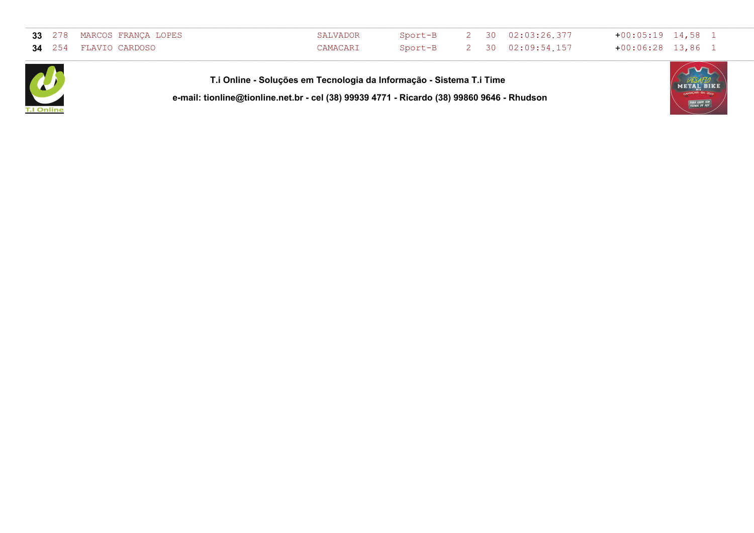| | | | | | | | | | | |
|---|---|---|---|---|---|---|---|---|---|---|
| **33** | 278 | MARCOS FRANÇA LOPES | SALVADOR | Sport-B | 2 | 30 | 02:03:26.377 | +00:05:19 | 14,58 | 1 |
| **34** | 254 | FLAVIO CARDOSO | CAMACARI | Sport-B | 2 | 30 | 02:09:54.157 | +00:06:28 | 13,86 | 1 |

**T.i Online - Soluções em Tecnologia da Informação - Sistema T.i Time**

**e-mail: tionline@tionline.net.br - cel (38) 99939 4771 - Ricardo (38) 99860 9646 - Rhudson**